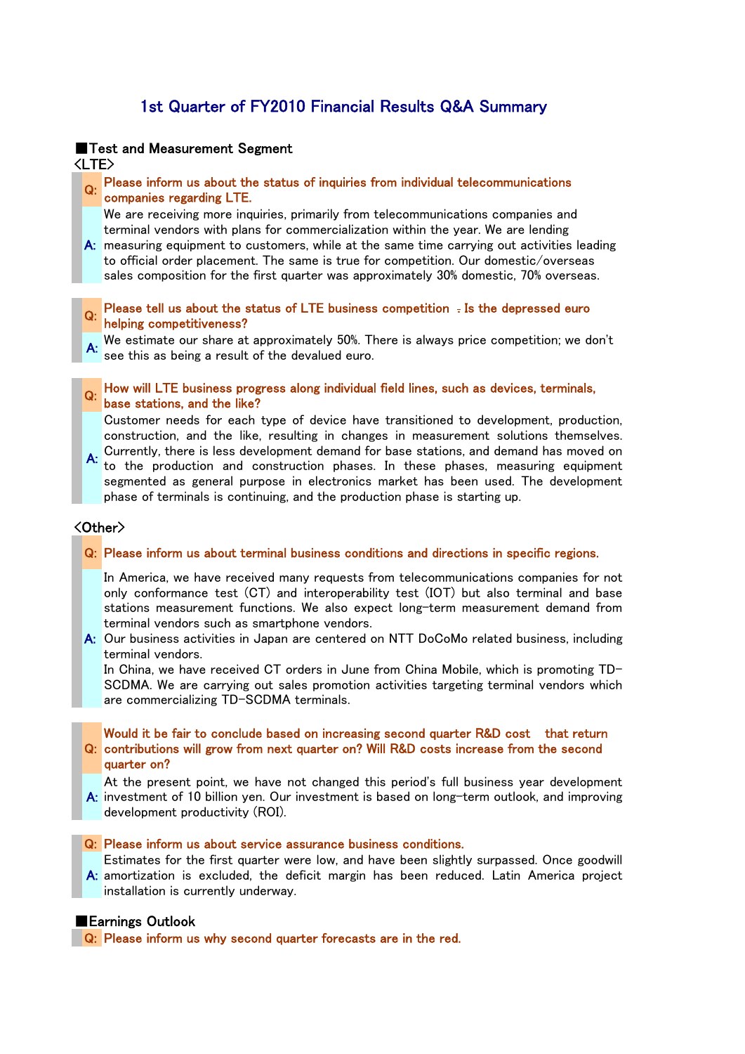# 1st Quarter of FY2010 Financial Results Q&A Summary

## ■Test and Measurement Segment

### <LTE>

**Q: Please inform us about the status of inquiries from individual telecommunications companies regarding LTE.**

A: We are receiving more inquiries, primarily from telecommunications companies and terminal vendors with plans for commercialization within the year. We are lending measuring equipment to customers, while at the same time carrying out activities leading to official order placement. The same is true for competition. Our domestic/overseas sales composition for the first quarter was approximately 30% domestic, 70% overseas.

**Q: Please tell us about the status of LTE business competition . Is the depressed euro helping competitiveness?**

A: We estimate our share at approximately 50%. There is always price competition; we don't see this as being a result of the devalued euro.

**Q: How will LTE business progress along individual field lines, such as devices, terminals, base stations, and the like?**

A: Customer needs for each type of device have transitioned to development, production, construction, and the like, resulting in changes in measurement solutions themselves. Currently, there is less development demand for base stations, and demand has moved on to the production and construction phases. In these phases, measuring equipment segmented as general purpose in electronics market has been used. The development phase of terminals is continuing, and the production phase is starting up.

### <Other>

**Q: Please inform us about terminal business conditions and directions in specific regions.**

A: In America, we have received many requests from telecommunications companies for not only conformance test (CT) and interoperability test (IOT) but also terminal and base stations measurement functions. We also expect long-term measurement demand from terminal vendors such as smartphone vendors.
Our business activities in Japan are centered on NTT DoCoMo related business, including terminal vendors.
In China, we have received CT orders in June from China Mobile, which is promoting TD-SCDMA. We are carrying out sales promotion activities targeting terminal vendors which are commercializing TD-SCDMA terminals.

**Q: Would it be fair to conclude based on increasing second quarter R&D cost that return contributions will grow from next quarter on? Will R&D costs increase from the second quarter on?**

A: At the present point, we have not changed this period's full business year development investment of 10 billion yen. Our investment is based on long-term outlook, and improving development productivity (ROI).

**Q: Please inform us about service assurance business conditions.**

A: Estimates for the first quarter were low, and have been slightly surpassed. Once goodwill amortization is excluded, the deficit margin has been reduced. Latin America project installation is currently underway.

## ■Earnings Outlook

**Q: Please inform us why second quarter forecasts are in the red.**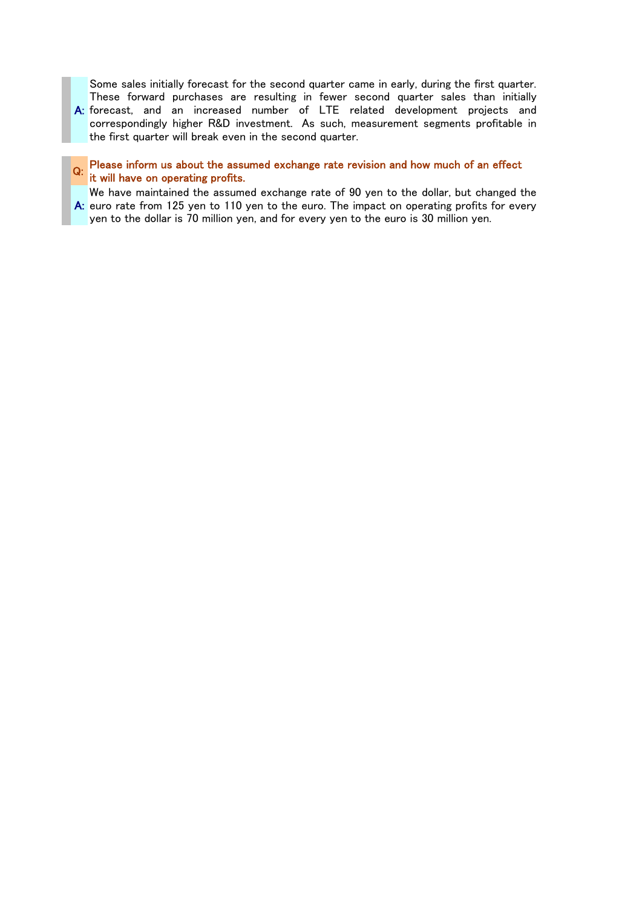**A:** Some sales initially forecast for the second quarter came in early, during the first quarter. These forward purchases are resulting in fewer second quarter sales than initially forecast, and an increased number of LTE related development projects and correspondingly higher R&D investment. As such, measurement segments profitable in the first quarter will break even in the second quarter.

**Q: Please inform us about the assumed exchange rate revision and how much of an effect it will have on operating profits.**

**A:** We have maintained the assumed exchange rate of 90 yen to the dollar, but changed the euro rate from 125 yen to 110 yen to the euro. The impact on operating profits for every yen to the dollar is 70 million yen, and for every yen to the euro is 30 million yen.